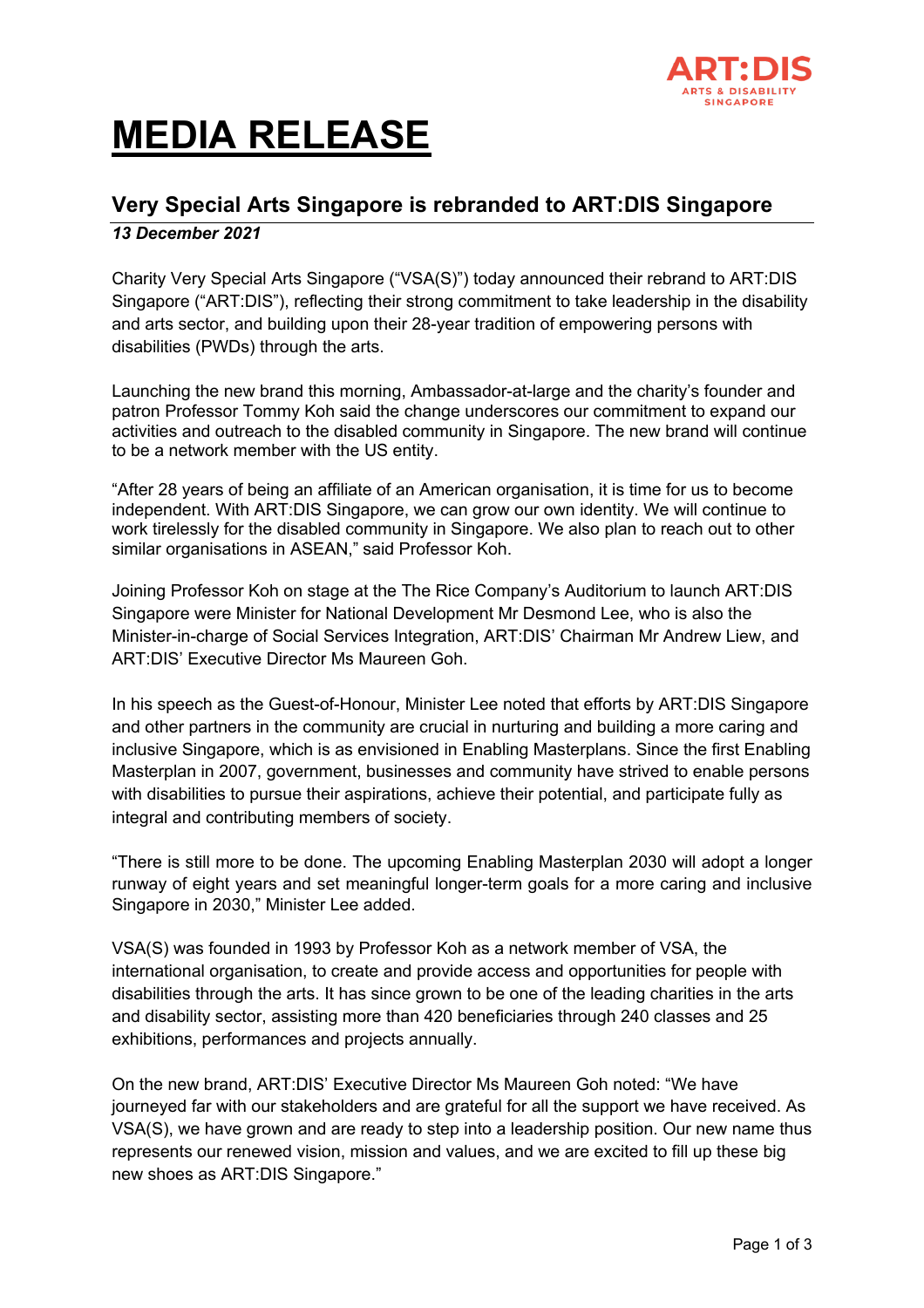# MEDIA RELEASE

## Very Special Arts Singapore is rebranded to ART:DIS Singapore

***13 December 2021***

Charity Very Special Arts Singapore ("VSA(S)") today announced their rebrand to ART:DIS Singapore ("ART:DIS"), reflecting their strong commitment to take leadership in the disability and arts sector, and building upon their 28-year tradition of empowering persons with disabilities (PWDs) through the arts.

Launching the new brand this morning, Ambassador-at-large and the charity's founder and patron Professor Tommy Koh said the change underscores our commitment to expand our activities and outreach to the disabled community in Singapore. The new brand will continue to be a network member with the US entity.

"After 28 years of being an affiliate of an American organisation, it is time for us to become independent. With ART:DIS Singapore, we can grow our own identity. We will continue to work tirelessly for the disabled community in Singapore. We also plan to reach out to other similar organisations in ASEAN," said Professor Koh.

Joining Professor Koh on stage at the The Rice Company's Auditorium to launch ART:DIS Singapore were Minister for National Development Mr Desmond Lee, who is also the Minister-in-charge of Social Services Integration, ART:DIS' Chairman Mr Andrew Liew, and ART:DIS' Executive Director Ms Maureen Goh.

In his speech as the Guest-of-Honour, Minister Lee noted that efforts by ART:DIS Singapore and other partners in the community are crucial in nurturing and building a more caring and inclusive Singapore, which is as envisioned in Enabling Masterplans. Since the first Enabling Masterplan in 2007, government, businesses and community have strived to enable persons with disabilities to pursue their aspirations, achieve their potential, and participate fully as integral and contributing members of society.

"There is still more to be done. The upcoming Enabling Masterplan 2030 will adopt a longer runway of eight years and set meaningful longer-term goals for a more caring and inclusive Singapore in 2030," Minister Lee added.

VSA(S) was founded in 1993 by Professor Koh as a network member of VSA, the international organisation, to create and provide access and opportunities for people with disabilities through the arts. It has since grown to be one of the leading charities in the arts and disability sector, assisting more than 420 beneficiaries through 240 classes and 25 exhibitions, performances and projects annually.

On the new brand, ART:DIS' Executive Director Ms Maureen Goh noted: "We have journeyed far with our stakeholders and are grateful for all the support we have received. As VSA(S), we have grown and are ready to step into a leadership position. Our new name thus represents our renewed vision, mission and values, and we are excited to fill up these big new shoes as ART:DIS Singapore."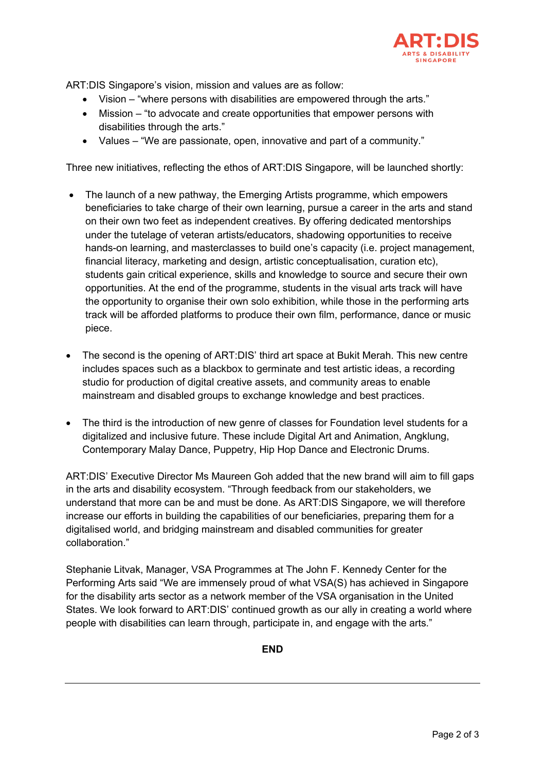ART:DIS Singapore's vision, mission and values are as follow:

- Vision – "where persons with disabilities are empowered through the arts."
- Mission – "to advocate and create opportunities that empower persons with disabilities through the arts."
- Values – "We are passionate, open, innovative and part of a community."

Three new initiatives, reflecting the ethos of ART:DIS Singapore, will be launched shortly:

- The launch of a new pathway, the Emerging Artists programme, which empowers beneficiaries to take charge of their own learning, pursue a career in the arts and stand on their own two feet as independent creatives. By offering dedicated mentorships under the tutelage of veteran artists/educators, shadowing opportunities to receive hands-on learning, and masterclasses to build one's capacity (i.e. project management, financial literacy, marketing and design, artistic conceptualisation, curation etc), students gain critical experience, skills and knowledge to source and secure their own opportunities. At the end of the programme, students in the visual arts track will have the opportunity to organise their own solo exhibition, while those in the performing arts track will be afforded platforms to produce their own film, performance, dance or music piece.

- The second is the opening of ART:DIS' third art space at Bukit Merah. This new centre includes spaces such as a blackbox to germinate and test artistic ideas, a recording studio for production of digital creative assets, and community areas to enable mainstream and disabled groups to exchange knowledge and best practices.

- The third is the introduction of new genre of classes for Foundation level students for a digitalized and inclusive future. These include Digital Art and Animation, Angklung, Contemporary Malay Dance, Puppetry, Hip Hop Dance and Electronic Drums.

ART:DIS' Executive Director Ms Maureen Goh added that the new brand will aim to fill gaps in the arts and disability ecosystem. "Through feedback from our stakeholders, we understand that more can be and must be done. As ART:DIS Singapore, we will therefore increase our efforts in building the capabilities of our beneficiaries, preparing them for a digitalised world, and bridging mainstream and disabled communities for greater collaboration."

Stephanie Litvak, Manager, VSA Programmes at The John F. Kennedy Center for the Performing Arts said "We are immensely proud of what VSA(S) has achieved in Singapore for the disability arts sector as a network member of the VSA organisation in the United States. We look forward to ART:DIS' continued growth as our ally in creating a world where people with disabilities can learn through, participate in, and engage with the arts."

**END**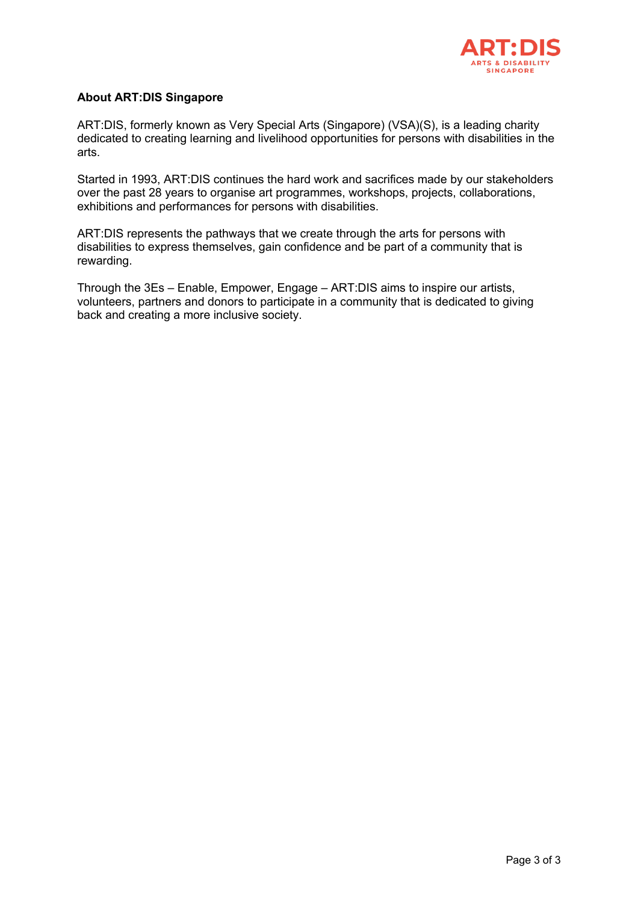**About ART:DIS Singapore**

ART:DIS, formerly known as Very Special Arts (Singapore) (VSA)(S), is a leading charity dedicated to creating learning and livelihood opportunities for persons with disabilities in the arts.

Started in 1993, ART:DIS continues the hard work and sacrifices made by our stakeholders over the past 28 years to organise art programmes, workshops, projects, collaborations, exhibitions and performances for persons with disabilities.

ART:DIS represents the pathways that we create through the arts for persons with disabilities to express themselves, gain confidence and be part of a community that is rewarding.

Through the 3Es – Enable, Empower, Engage – ART:DIS aims to inspire our artists, volunteers, partners and donors to participate in a community that is dedicated to giving back and creating a more inclusive society.